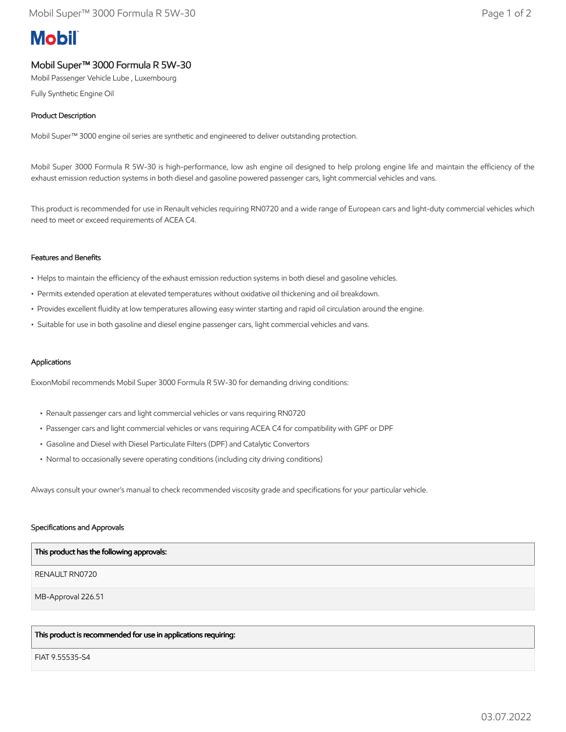Mobil

# Mobil Super™ 3000 Formula R 5W-30

Mobil Passenger Vehicle Lube , Luxembourg

Fully Synthetic Engine Oil

## Product Description

Mobil Super™ 3000 engine oil series are synthetic and engineered to deliver outstanding protection.

Mobil Super 3000 Formula R 5W-30 is high-performance, low ash engine oil designed to help prolong engine life and maintain the efficiency of the exhaust emission reduction systems in both diesel and gasoline powered passenger cars, light commercial vehicles and vans.

This product is recommended for use in Renault vehicles requiring RN0720 and a wide range of European cars and light-duty commercial vehicles which need to meet or exceed requirements of ACEA C4.

## Features and Benefits

- Helps to maintain the efficiency of the exhaust emission reduction systems in both diesel and gasoline vehicles.
- Permits extended operation at elevated temperatures without oxidative oil thickening and oil breakdown.
- Provides excellent fluidity at low temperatures allowing easy winter starting and rapid oil circulation around the engine.
- Suitable for use in both gasoline and diesel engine passenger cars, light commercial vehicles and vans.

## Applications

ExxonMobil recommends Mobil Super 3000 Formula R 5W-30 for demanding driving conditions:

- Renault passenger cars and light commercial vehicles or vans requiring RN0720
- Passenger cars and light commercial vehicles or vans requiring ACEA C4 for compatibility with GPF or DPF
- Gasoline and Diesel with Diesel Particulate Filters (DPF) and Catalytic Convertors
- Normal to occasionally severe operating conditions (including city driving conditions)

Always consult your owner's manual to check recommended viscosity grade and specifications for your particular vehicle.

## Specifications and Approvals

| This product has the following approvals: |
|---|
| RENAULT RN0720 |
| MB-Approval 226.51 |

| This product is recommended for use in applications requiring: |
|---|
| FIAT 9.55535-S4 |

03.07.2022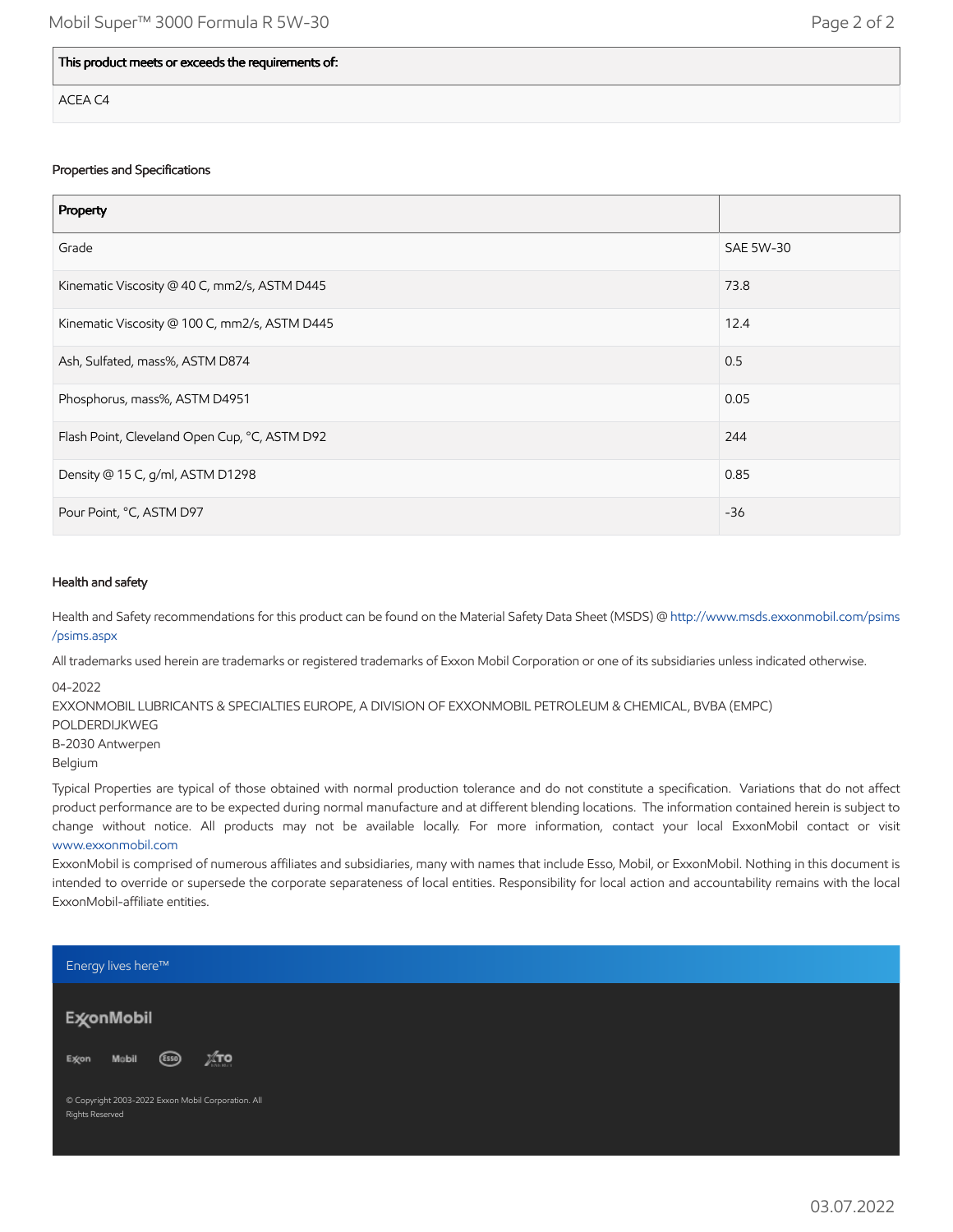| This product meets or exceeds the requirements of: |
| --- |
| ACEA C4 |

### Properties and Specifications

| Property | |
| --- | --- |
| Grade | SAE 5W-30 |
| Kinematic Viscosity @ 40 C, mm2/s, ASTM D445 | 73.8 |
| Kinematic Viscosity @ 100 C, mm2/s, ASTM D445 | 12.4 |
| Ash, Sulfated, mass%, ASTM D874 | 0.5 |
| Phosphorus, mass%, ASTM D4951 | 0.05 |
| Flash Point, Cleveland Open Cup, °C, ASTM D92 | 244 |
| Density @ 15 C, g/ml, ASTM D1298 | 0.85 |
| Pour Point, °C, ASTM D97 | -36 |

### Health and safety

Health and Safety recommendations for this product can be found on the Material Safety Data Sheet (MSDS) @ http://www.msds.exxonmobil.com/psims/psims.aspx

All trademarks used herein are trademarks or registered trademarks of Exxon Mobil Corporation or one of its subsidiaries unless indicated otherwise.

04-2022
EXXONMOBIL LUBRICANTS & SPECIALTIES EUROPE, A DIVISION OF EXXONMOBIL PETROLEUM & CHEMICAL, BVBA (EMPC)
POLDERDIJKWEG
B-2030 Antwerpen
Belgium

Typical Properties are typical of those obtained with normal production tolerance and do not constitute a specification. Variations that do not affect product performance are to be expected during normal manufacture and at different blending locations. The information contained herein is subject to change without notice. All products may not be available locally. For more information, contact your local ExxonMobil contact or visit www.exxonmobil.com

ExxonMobil is comprised of numerous affiliates and subsidiaries, many with names that include Esso, Mobil, or ExxonMobil. Nothing in this document is intended to override or supersede the corporate separateness of local entities. Responsibility for local action and accountability remains with the local ExxonMobil-affiliate entities.

Energy lives here™

ExxonMobil

Exxon Mobil Esso XTO

© Copyright 2003-2022 Exxon Mobil Corporation. All Rights Reserved

03.07.2022